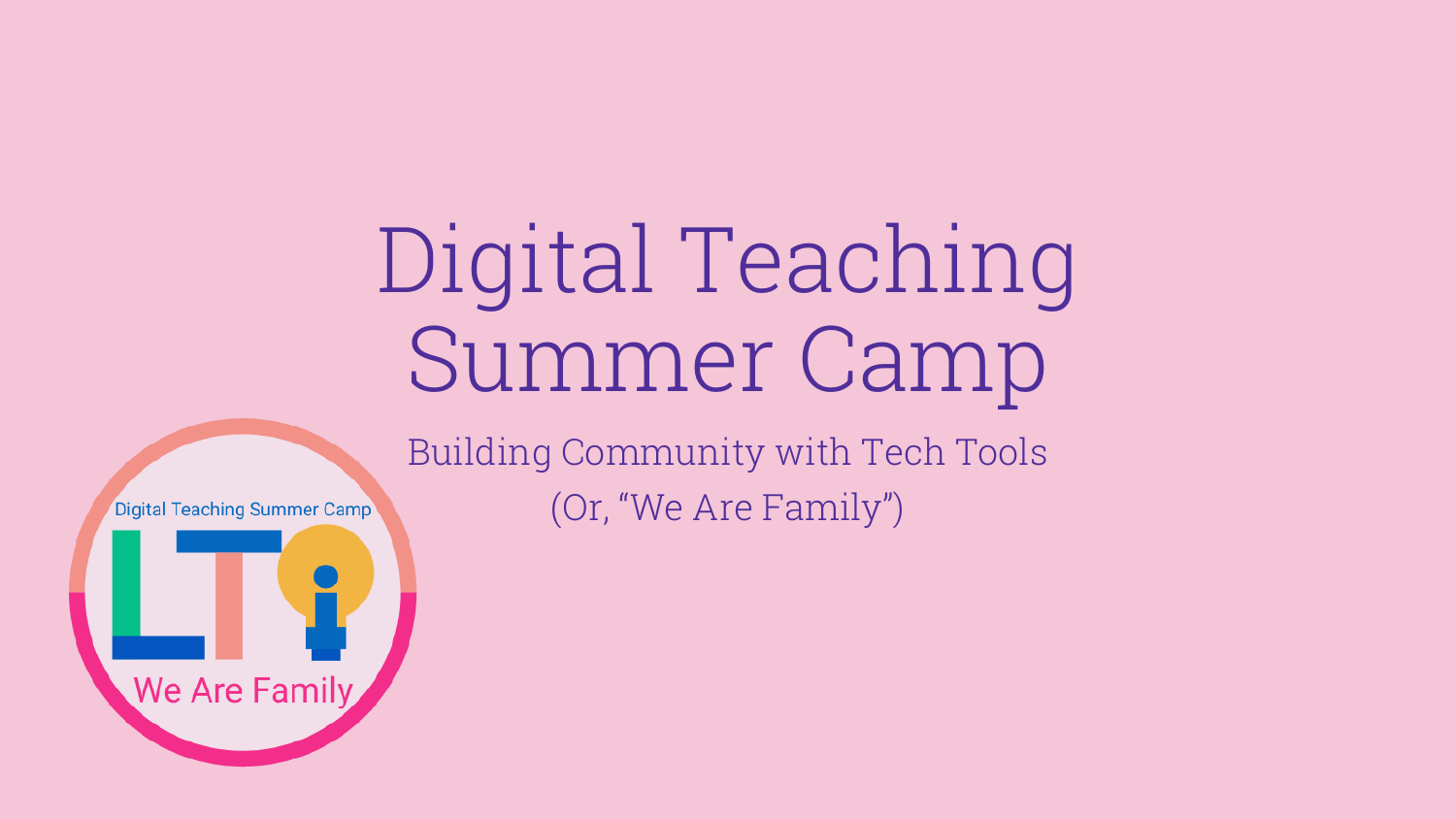# Digital Teaching Summer Camp

Building Community with Tech Tools

(Or, “We Are Family”)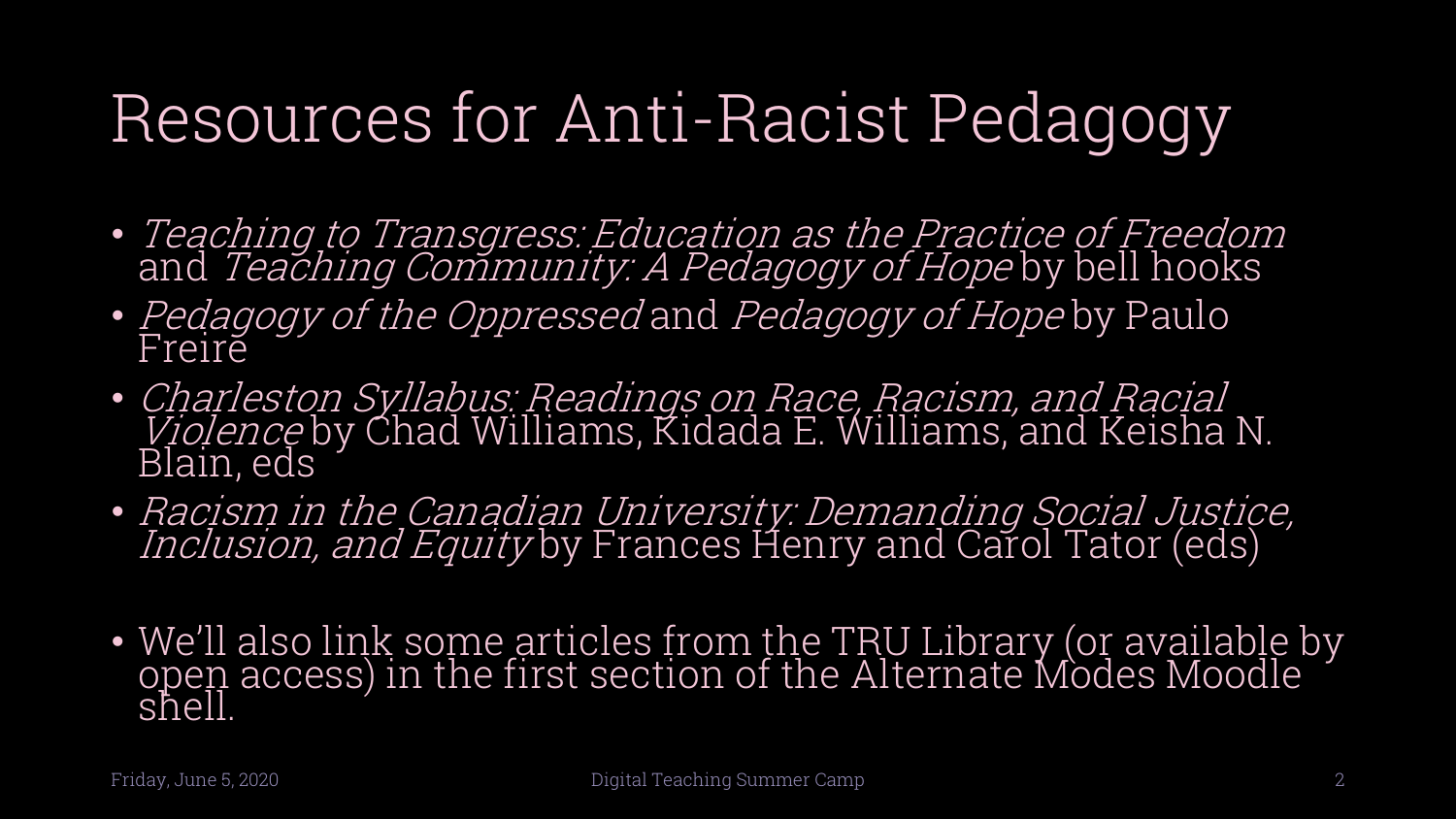# Resources for Anti-Racist Pedagogy

- *Teaching to Transgress: Education as the Practice of Freedom* and *Teaching Community: A Pedagogy of Hope* by bell hooks
- *Pedagogy of the Oppressed* and *Pedagogy of Hope* by Paulo Freire
- *Charleston Syllabus: Readings on Race, Racism, and Racial Violence* by Chad Williams, Kidada E. Williams, and Keisha N. Blain, eds
- *Racism in the Canadian University: Demanding Social Justice, Inclusion, and Equity* by Frances Henry and Carol Tator (eds)

- We'll also link some articles from the TRU Library (or available by open access) in the first section of the Alternate Modes Moodle shell.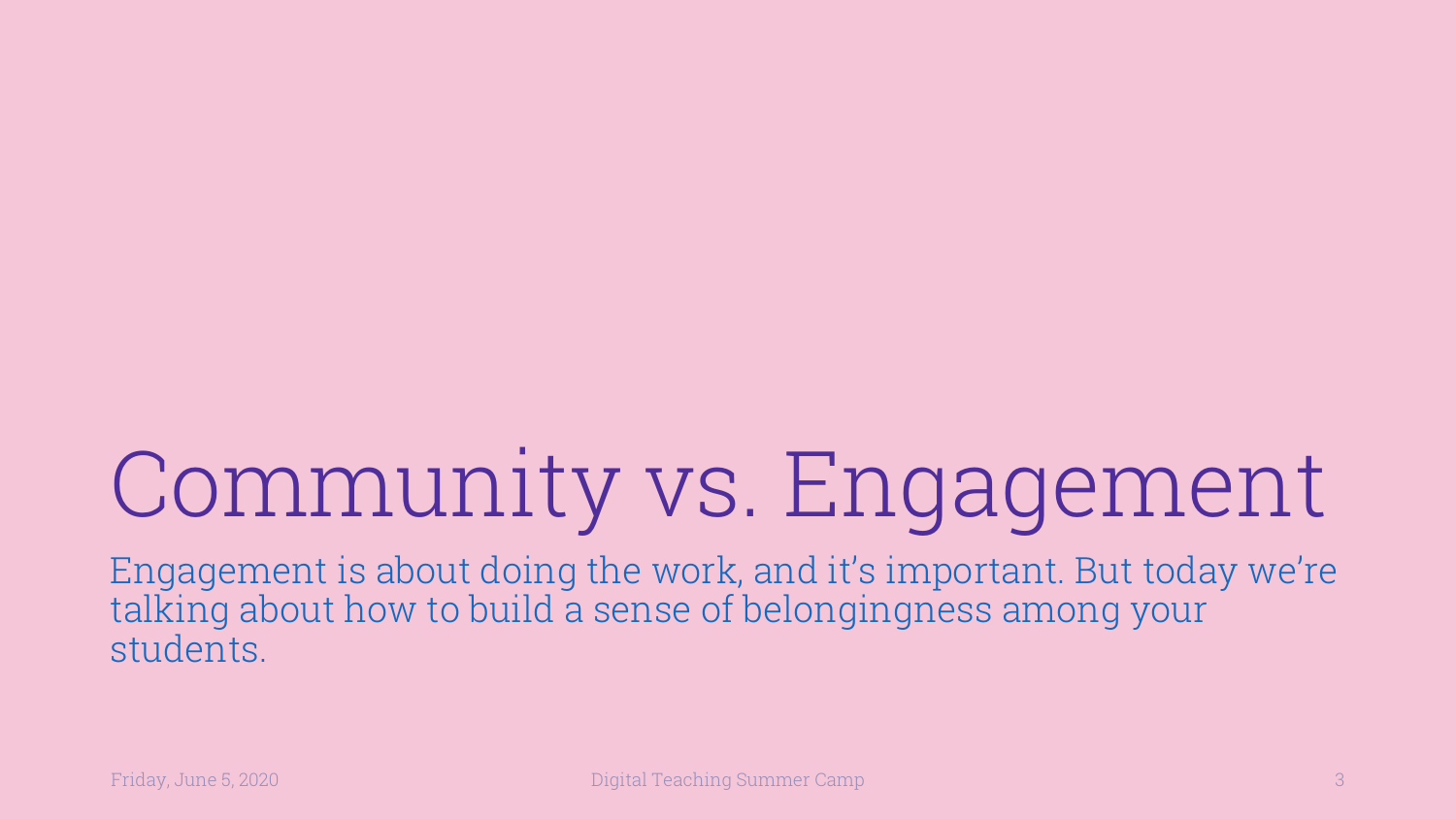# Community vs. Engagement

Engagement is about doing the work, and it's important. But today we're talking about how to build a sense of belongingness among your students.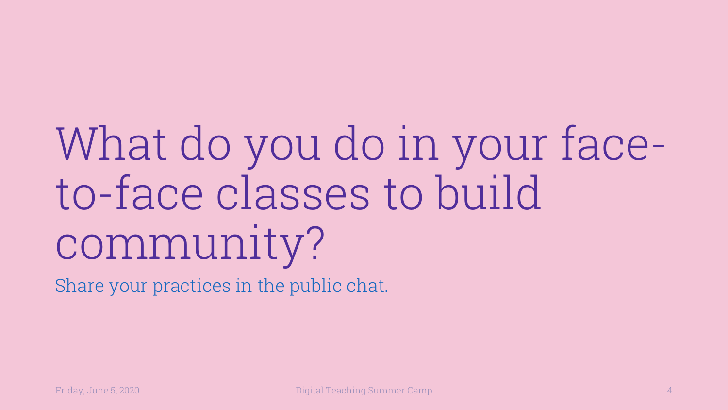# What do you do in your face-to-face classes to build community?

Share your practices in the public chat.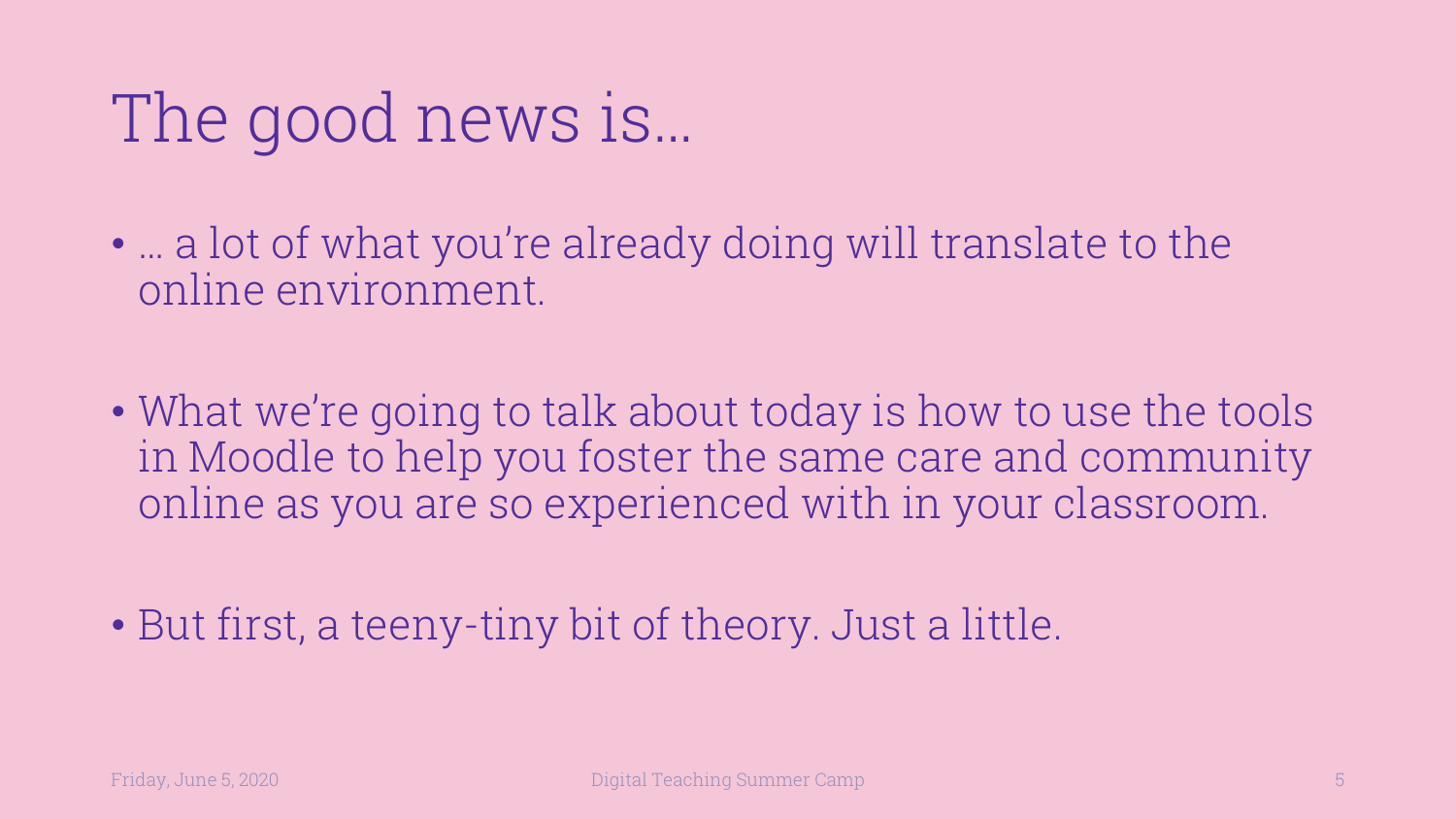# The good news is…

- … a lot of what you're already doing will translate to the online environment.
- What we're going to talk about today is how to use the tools in Moodle to help you foster the same care and community online as you are so experienced with in your classroom.
- But first, a teeny-tiny bit of theory. Just a little.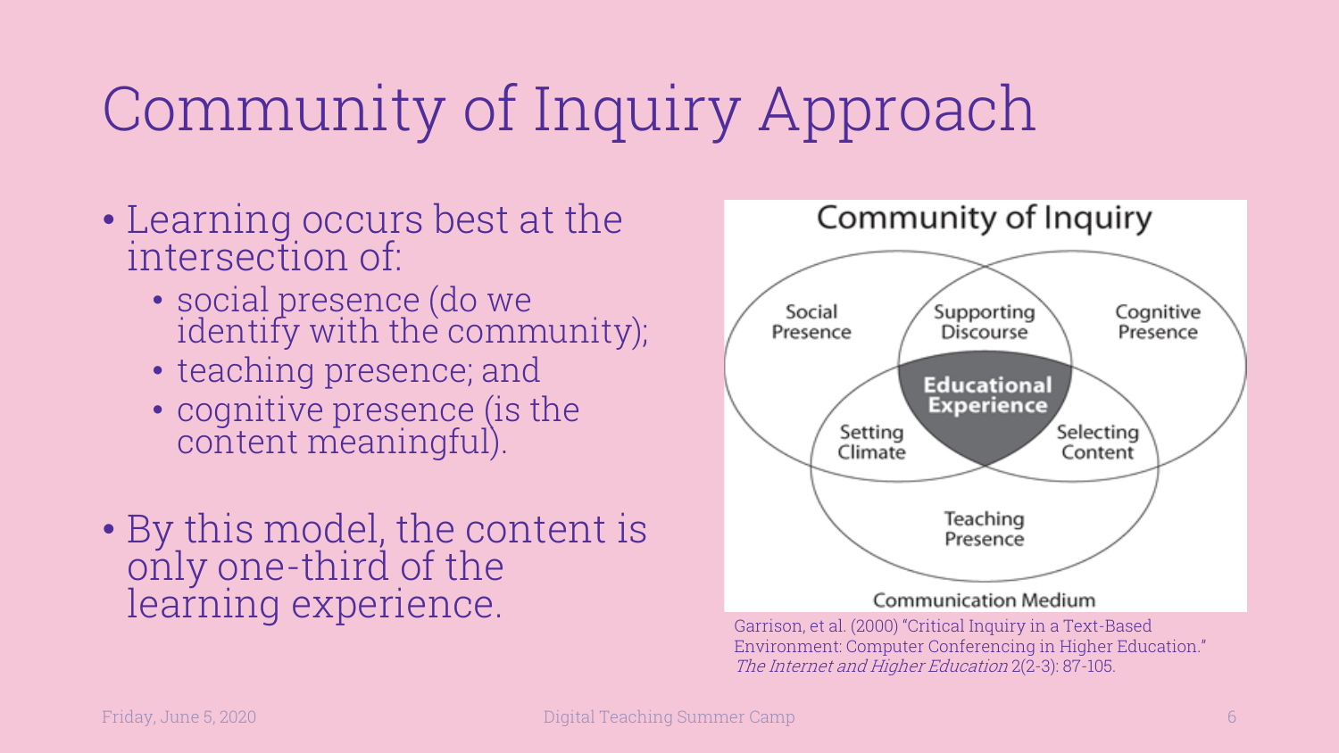# Community of Inquiry Approach

- Learning occurs best at the intersection of:
  - social presence (do we identify with the community);
  - teaching presence; and
  - cognitive presence (is the content meaningful).
- By this model, the content is only one-third of the learning experience.

Community of Inquiry

Social Presence | Supporting Discourse | Cognitive Presence | Educational Experience | Setting Climate | Selecting Content | Teaching Presence

Communication Medium

Garrison, et al. (2000) "Critical Inquiry in a Text-Based Environment: Computer Conferencing in Higher Education." *The Internet and Higher Education* 2(2-3): 87-105.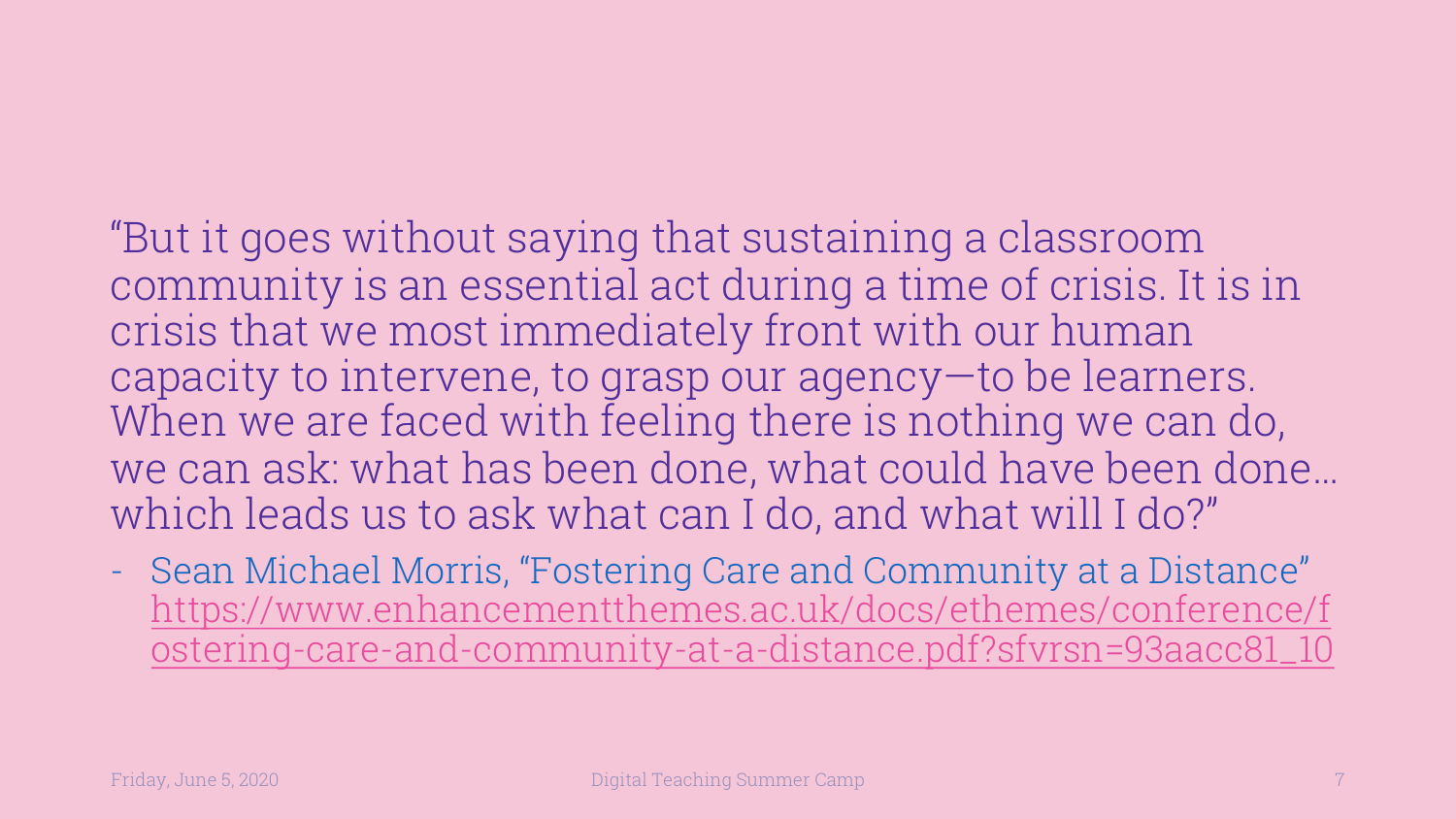"But it goes without saying that sustaining a classroom community is an essential act during a time of crisis. It is in crisis that we most immediately front with our human capacity to intervene, to grasp our agency—to be learners. When we are faced with feeling there is nothing we can do, we can ask: what has been done, what could have been done… which leads us to ask what can I do, and what will I do?"

- Sean Michael Morris, "Fostering Care and Community at a Distance" https://www.enhancementthemes.ac.uk/docs/ethemes/conference/fostering-care-and-community-at-a-distance.pdf?sfvrsn=93aacc81_10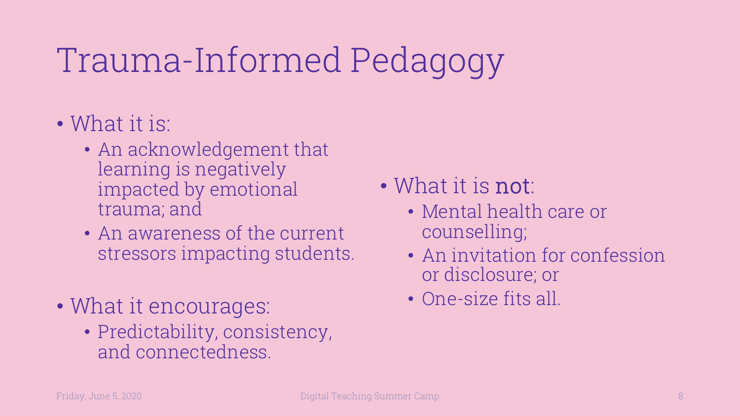# Trauma-Informed Pedagogy

- What it is:
  - An acknowledgement that learning is negatively impacted by emotional trauma; and
  - An awareness of the current stressors impacting students.
- What it encourages:
  - Predictability, consistency, and connectedness.
- What it is **not**:
  - Mental health care or counselling;
  - An invitation for confession or disclosure; or
  - One-size fits all.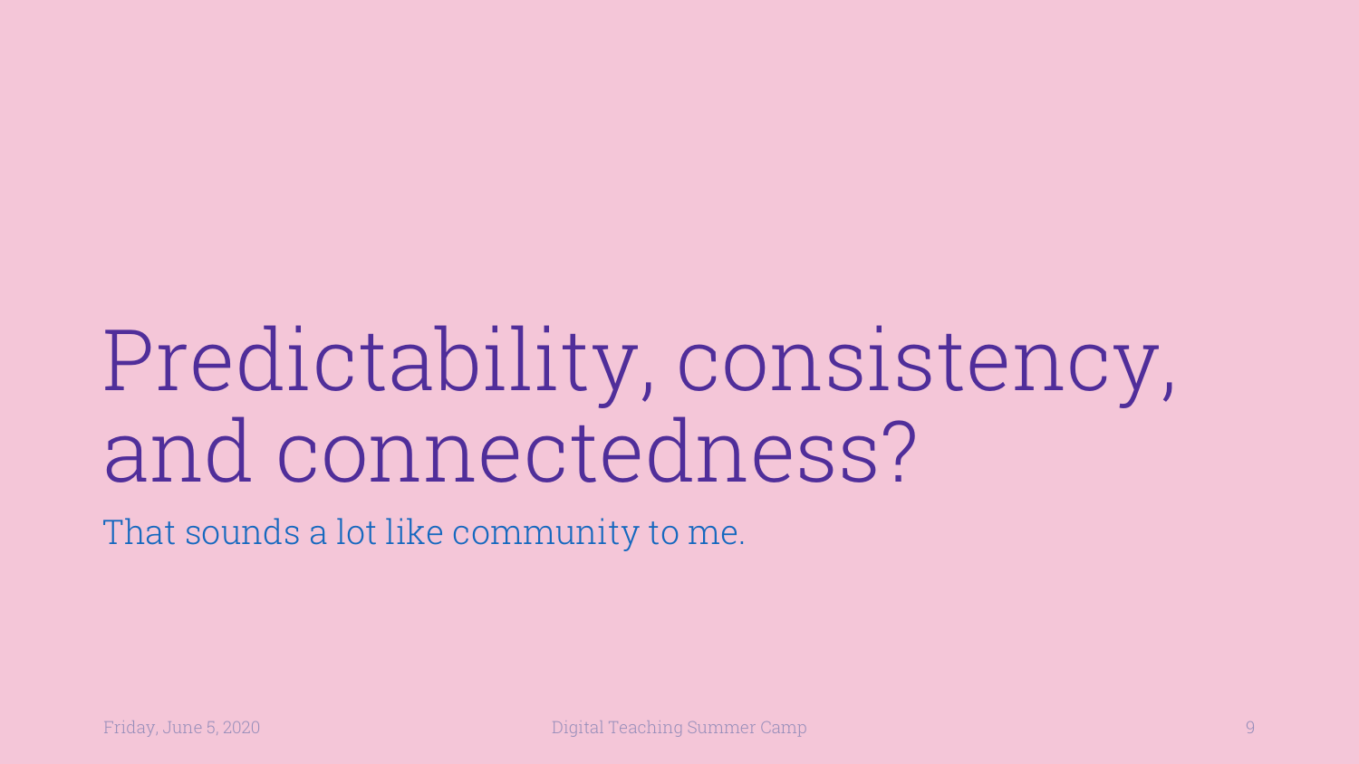# Predictability, consistency, and connectedness?

That sounds a lot like community to me.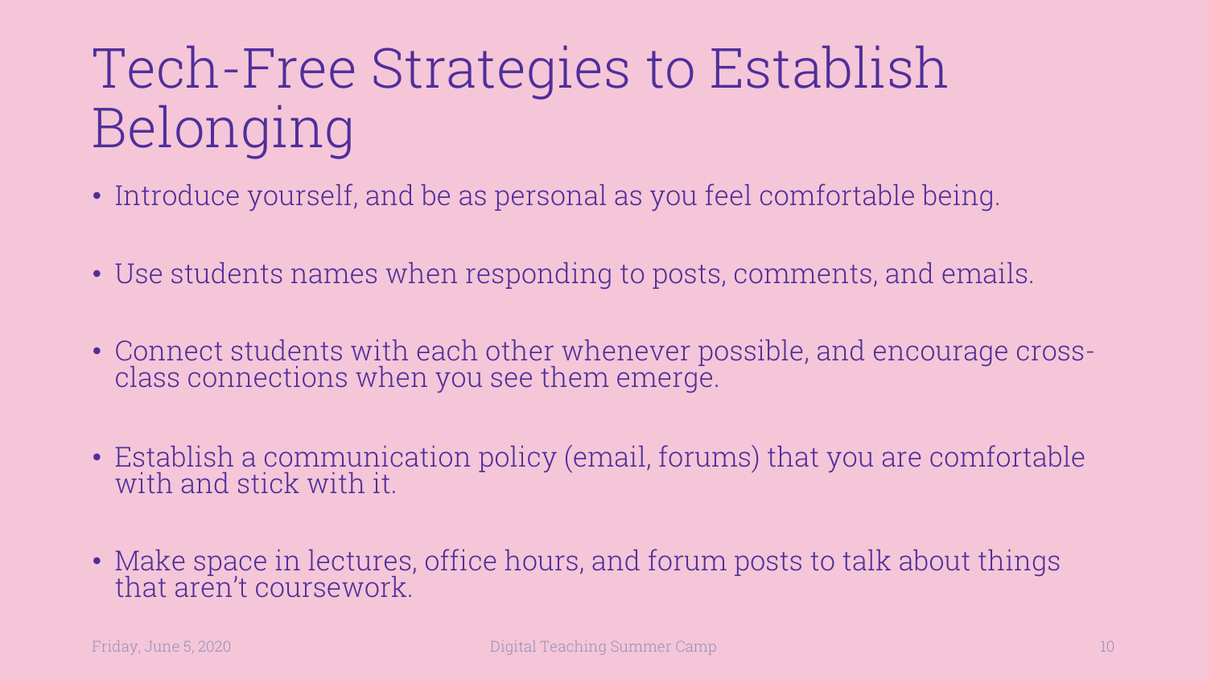# Tech-Free Strategies to Establish Belonging

- Introduce yourself, and be as personal as you feel comfortable being.
- Use students names when responding to posts, comments, and emails.
- Connect students with each other whenever possible, and encourage cross-class connections when you see them emerge.
- Establish a communication policy (email, forums) that you are comfortable with and stick with it.
- Make space in lectures, office hours, and forum posts to talk about things that aren't coursework.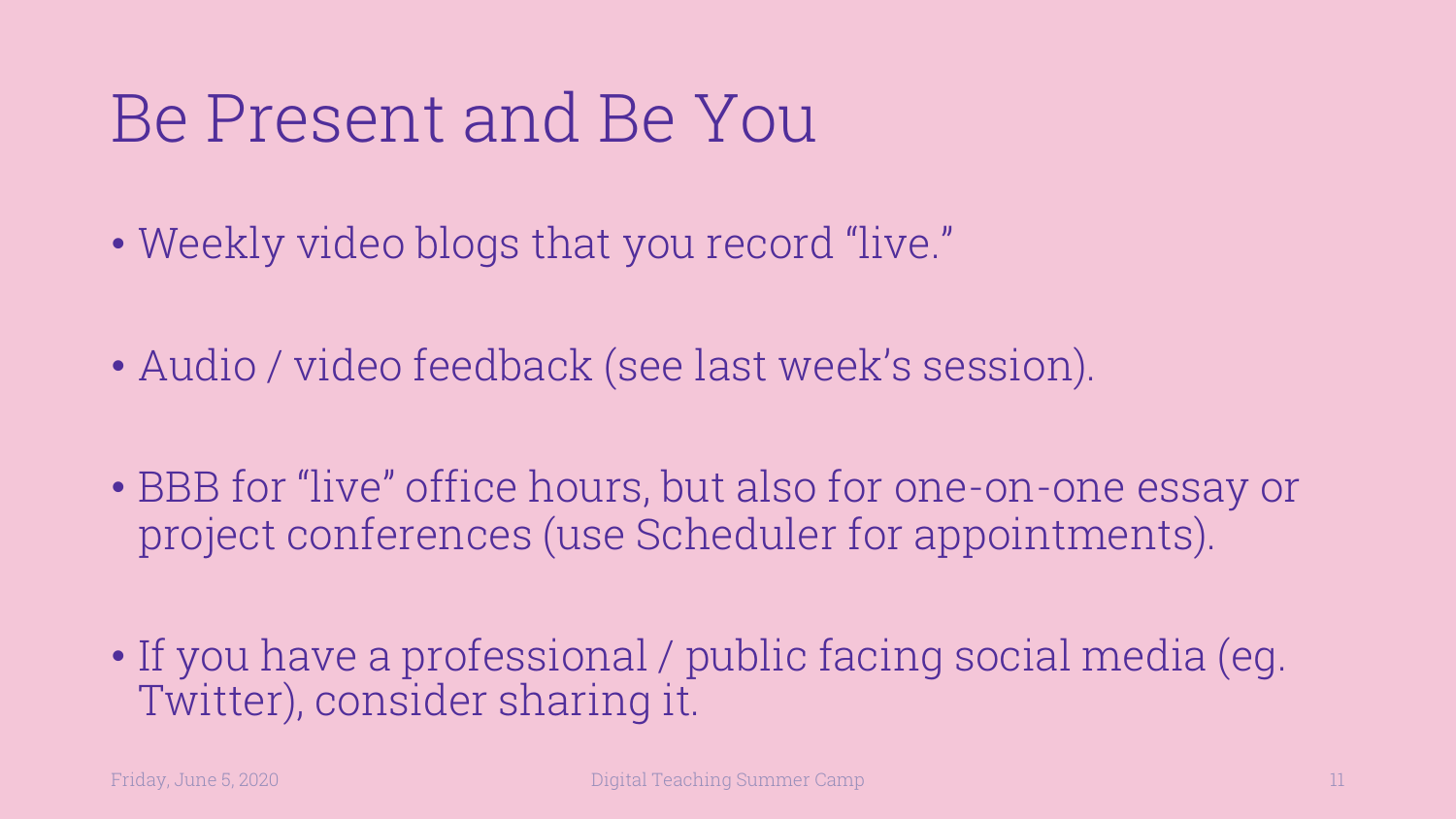# Be Present and Be You

- Weekly video blogs that you record "live."
- Audio / video feedback (see last week's session).
- BBB for "live" office hours, but also for one-on-one essay or project conferences (use Scheduler for appointments).
- If you have a professional / public facing social media (eg. Twitter), consider sharing it.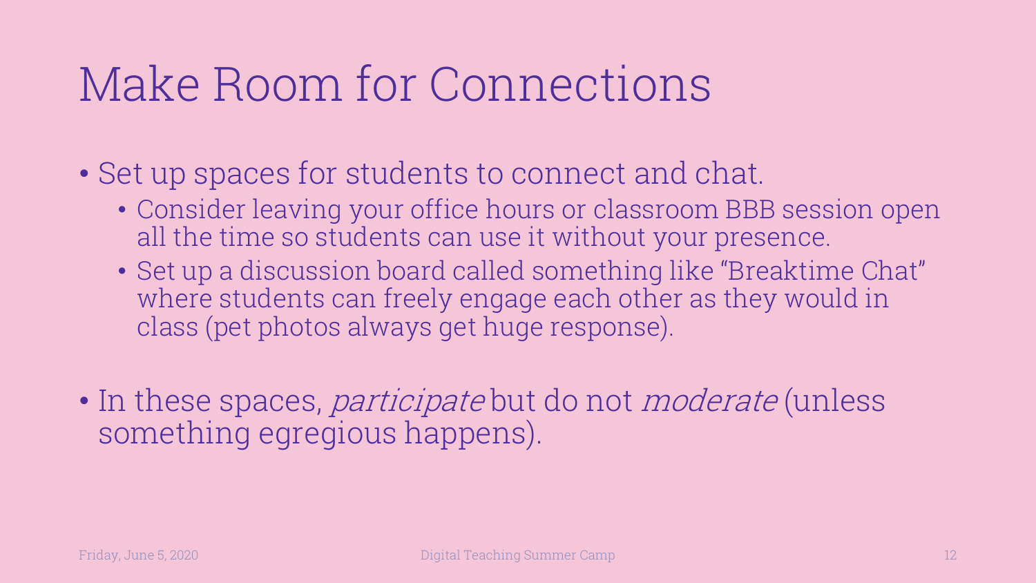# Make Room for Connections

- Set up spaces for students to connect and chat.
  - Consider leaving your office hours or classroom BBB session open all the time so students can use it without your presence.
  - Set up a discussion board called something like "Breaktime Chat" where students can freely engage each other as they would in class (pet photos always get huge response).
- In these spaces, *participate* but do not *moderate* (unless something egregious happens).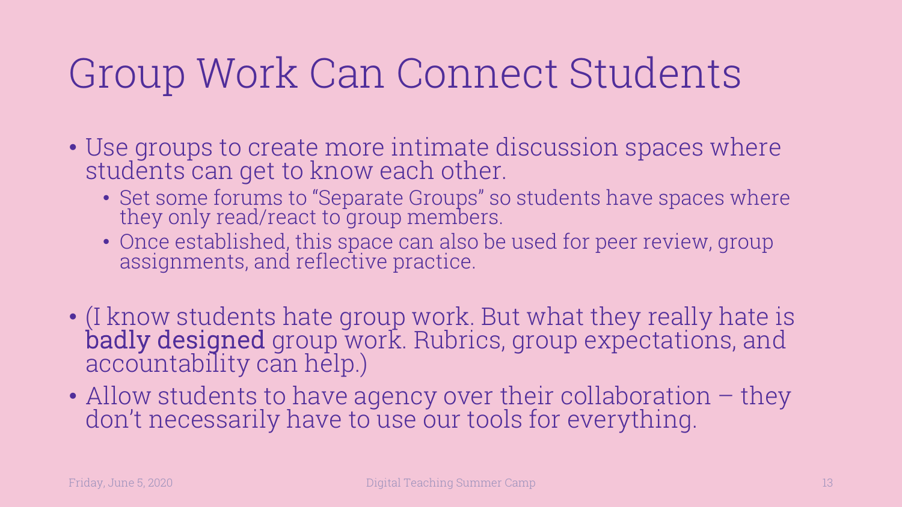# Group Work Can Connect Students

- Use groups to create more intimate discussion spaces where students can get to know each other.
  - Set some forums to "Separate Groups" so students have spaces where they only read/react to group members.
  - Once established, this space can also be used for peer review, group assignments, and reflective practice.
- (I know students hate group work. But what they really hate is **badly designed** group work. Rubrics, group expectations, and accountability can help.)
- Allow students to have agency over their collaboration – they don't necessarily have to use our tools for everything.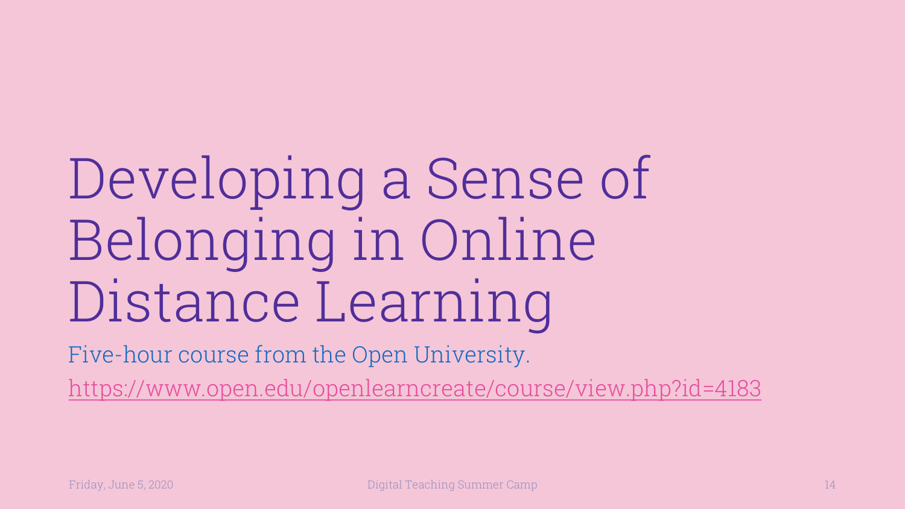# Developing a Sense of Belonging in Online Distance Learning

Five-hour course from the Open University.

https://www.open.edu/openlearncreate/course/view.php?id=4183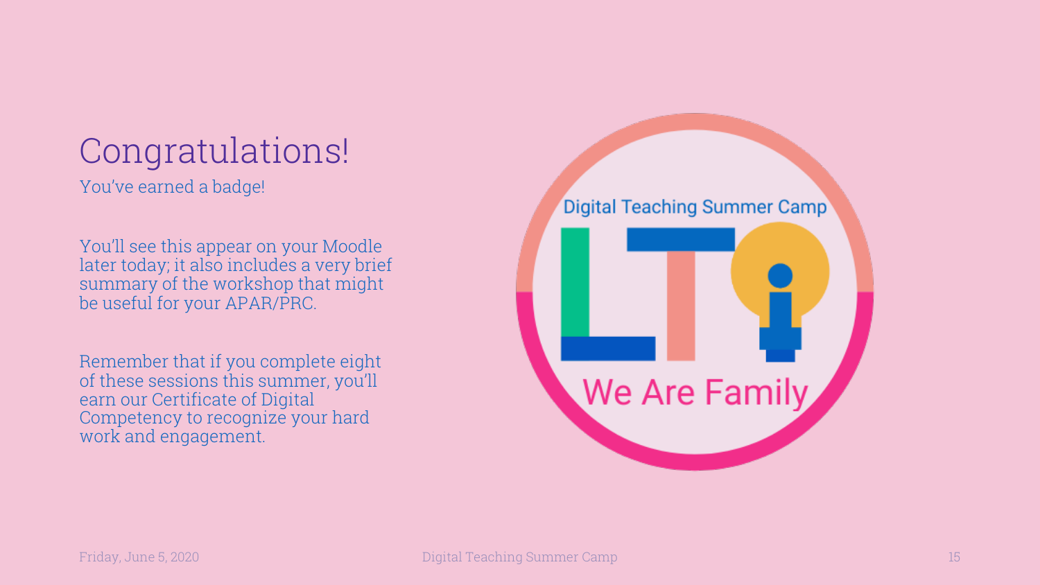# Congratulations!

You've earned a badge!

You'll see this appear on your Moodle later today; it also includes a very brief summary of the workshop that might be useful for your APAR/PRC.

Remember that if you complete eight of these sessions this summer, you'll earn our Certificate of Digital Competency to recognize your hard work and engagement.

Digital Teaching Summer Camp

We Are Family